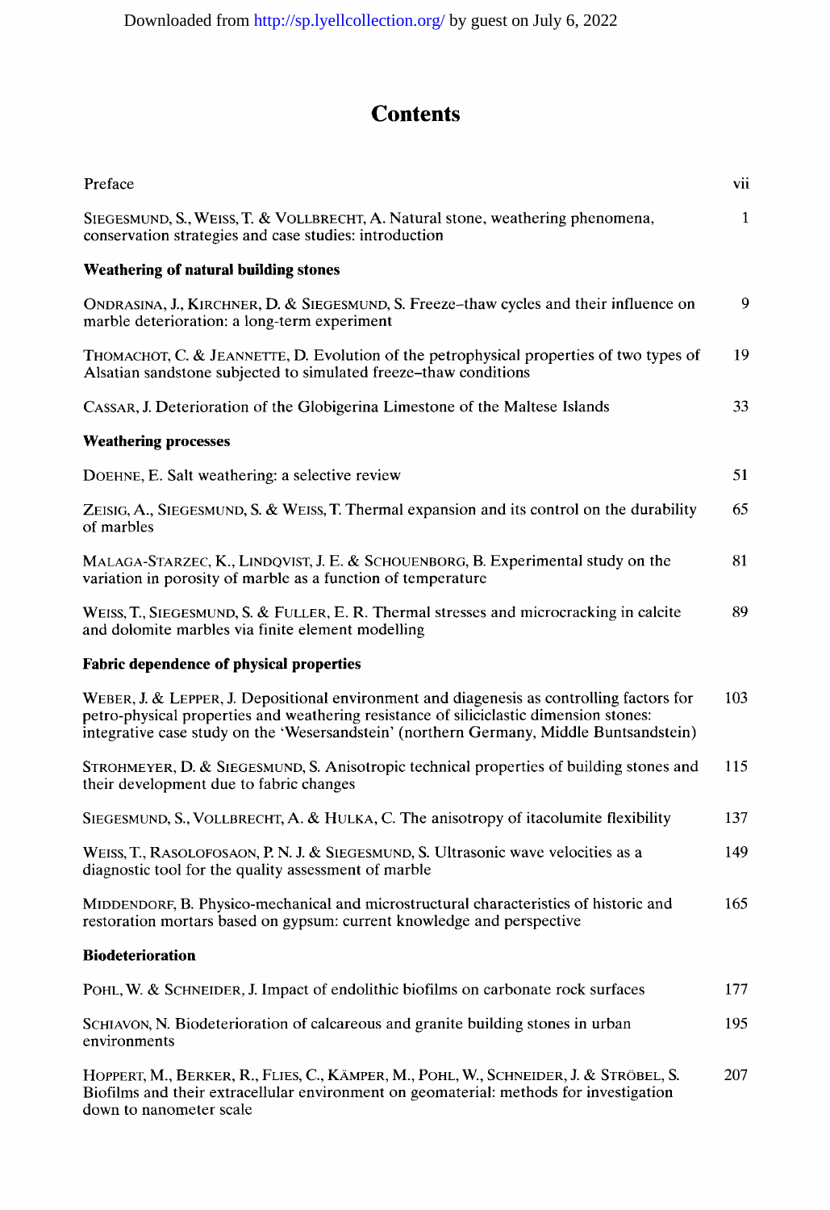# Contents

| | |
|---|---|
| Preface | vii |
| SIEGESMUND, S., WEISS, T. & VOLLBRECHT, A. Natural stone, weathering phenomena, conservation strategies and case studies: introduction | 1 |
| **Weathering of natural building stones** | |
| ONDRASINA, J., KIRCHNER, D. & SIEGESMUND, S. Freeze–thaw cycles and their influence on marble deterioration: a long-term experiment | 9 |
| THOMACHOT, C. & JEANNETTE, D. Evolution of the petrophysical properties of two types of Alsatian sandstone subjected to simulated freeze–thaw conditions | 19 |
| CASSAR, J. Deterioration of the Globigerina Limestone of the Maltese Islands | 33 |
| **Weathering processes** | |
| DOEHNE, E. Salt weathering: a selective review | 51 |
| ZEISIG, A., SIEGESMUND, S. & WEISS, T. Thermal expansion and its control on the durability of marbles | 65 |
| MALAGA-STARZEC, K., LINDQVIST, J. E. & SCHOUENBORG, B. Experimental study on the variation in porosity of marble as a function of temperature | 81 |
| WEISS, T., SIEGESMUND, S. & FULLER, E. R. Thermal stresses and microcracking in calcite and dolomite marbles via finite element modelling | 89 |
| **Fabric dependence of physical properties** | |
| WEBER, J. & LEPPER, J. Depositional environment and diagenesis as controlling factors for petro-physical properties and weathering resistance of siliciclastic dimension stones: integrative case study on the 'Wesersandstein' (northern Germany, Middle Buntsandstein) | 103 |
| STROHMEYER, D. & SIEGESMUND, S. Anisotropic technical properties of building stones and their development due to fabric changes | 115 |
| SIEGESMUND, S., VOLLBRECHT, A. & HULKA, C. The anisotropy of itacolumite flexibility | 137 |
| WEISS, T., RASOLOFOSAON, P. N. J. & SIEGESMUND, S. Ultrasonic wave velocities as a diagnostic tool for the quality assessment of marble | 149 |
| MIDDENDORF, B. Physico-mechanical and microstructural characteristics of historic and restoration mortars based on gypsum: current knowledge and perspective | 165 |
| **Biodeterioration** | |
| POHL, W. & SCHNEIDER, J. Impact of endolithic biofilms on carbonate rock surfaces | 177 |
| SCHIAVON, N. Biodeterioration of calcareous and granite building stones in urban environments | 195 |
| HOPPERT, M., BERKER, R., FLIES, C., KÄMPER, M., POHL, W., SCHNEIDER, J. & STRÖBEL, S. Biofilms and their extracellular environment on geomaterial: methods for investigation down to nanometer scale | 207 |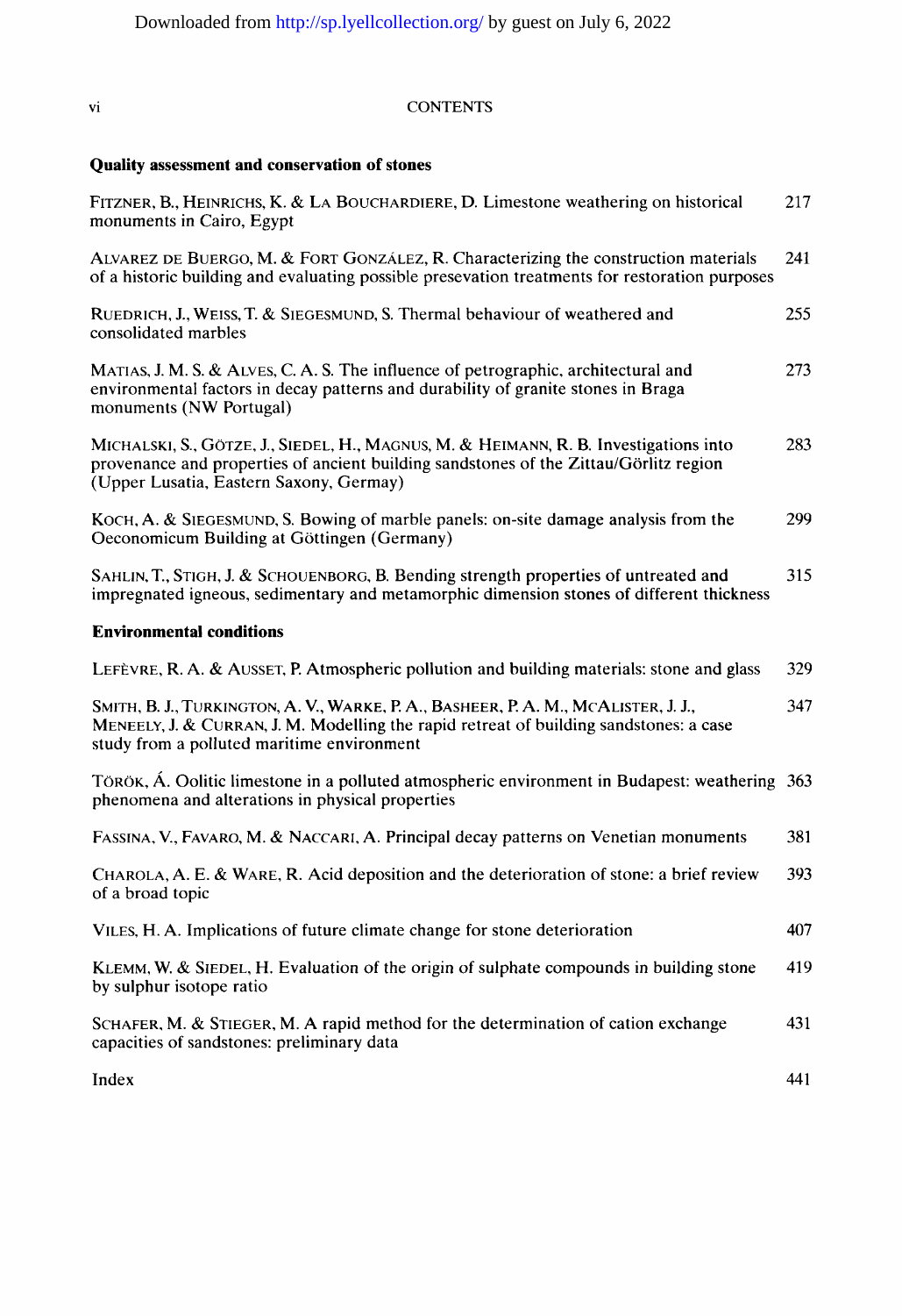## Quality assessment and conservation of stones

| | |
|---|---|
| Fitzner, B., Heinrichs, K. & La Bouchardiere, D. Limestone weathering on historical monuments in Cairo, Egypt | 217 |
| Alvarez de Buergo, M. & Fort González, R. Characterizing the construction materials of a historic building and evaluating possible presevation treatments for restoration purposes | 241 |
| Ruedrich, J., Weiss, T. & Siegesmund, S. Thermal behaviour of weathered and consolidated marbles | 255 |
| Matias, J. M. S. & Alves, C. A. S. The influence of petrographic, architectural and environmental factors in decay patterns and durability of granite stones in Braga monuments (NW Portugal) | 273 |
| Michalski, S., Götze, J., Siedel, H., Magnus, M. & Heimann, R. B. Investigations into provenance and properties of ancient building sandstones of the Zittau/Görlitz region (Upper Lusatia, Eastern Saxony, Germay) | 283 |
| Koch, A. & Siegesmund, S. Bowing of marble panels: on-site damage analysis from the Oeconomicum Building at Göttingen (Germany) | 299 |
| Sahlin, T., Stigh, J. & Schouenborg, B. Bending strength properties of untreated and impregnated igneous, sedimentary and metamorphic dimension stones of different thickness | 315 |

## Environmental conditions

| | |
|---|---|
| Lefèvre, R. A. & Ausset, P. Atmospheric pollution and building materials: stone and glass | 329 |
| Smith, B. J., Turkington, A. V., Warke, P. A., Basheer, P. A. M., McAlister, J. J., Meneely, J. & Curran, J. M. Modelling the rapid retreat of building sandstones: a case study from a polluted maritime environment | 347 |
| Török, Á. Oolitic limestone in a polluted atmospheric environment in Budapest: weathering phenomena and alterations in physical properties | 363 |
| Fassina, V., Favaro, M. & Naccari, A. Principal decay patterns on Venetian monuments | 381 |
| Charola, A. E. & Ware, R. Acid deposition and the deterioration of stone: a brief review of a broad topic | 393 |
| Viles, H. A. Implications of future climate change for stone deterioration | 407 |
| Klemm, W. & Siedel, H. Evaluation of the origin of sulphate compounds in building stone by sulphur isotope ratio | 419 |
| Schafer, M. & Stieger, M. A rapid method for the determination of cation exchange capacities of sandstones: preliminary data | 431 |
| Index | 441 |